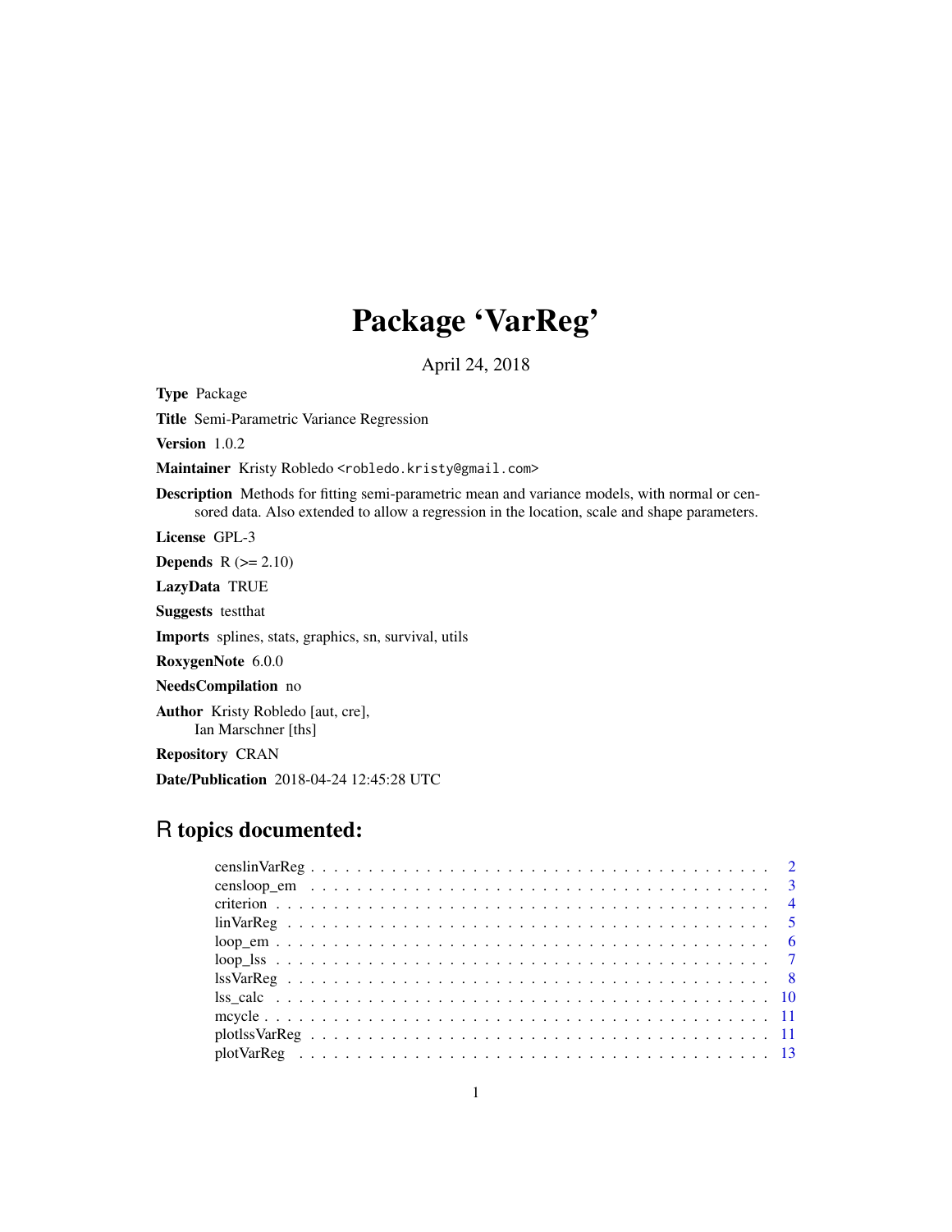# Package 'VarReg'

April 24, 2018

**Type** Package

**Title** Semi-Parametric Variance Regression

**Version** 1.0.2

**Maintainer** Kristy Robledo <robledo.kristy@gmail.com>

**Description** Methods for fitting semi-parametric mean and variance models, with normal or censored data. Also extended to allow a regression in the location, scale and shape parameters.

**License** GPL-3

**Depends** R (>= 2.10)

**LazyData** TRUE

**Suggests** testthat

**Imports** splines, stats, graphics, sn, survival, utils

**RoxygenNote** 6.0.0

**NeedsCompilation** no

**Author** Kristy Robledo [aut, cre],
Ian Marschner [ths]

**Repository** CRAN

**Date/Publication** 2018-04-24 12:45:28 UTC

## R topics documented:

- censlinVarReg . . . . . . . . . . . . . . . . . . . . . . . . . . . . . . . . . . . . . . . 2
- censloop_em . . . . . . . . . . . . . . . . . . . . . . . . . . . . . . . . . . . . . . . 3
- criterion . . . . . . . . . . . . . . . . . . . . . . . . . . . . . . . . . . . . . . . 4
- linVarReg . . . . . . . . . . . . . . . . . . . . . . . . . . . . . . . . . . . . . . . 5
- loop_em . . . . . . . . . . . . . . . . . . . . . . . . . . . . . . . . . . . . . . . 6
- loop_lss . . . . . . . . . . . . . . . . . . . . . . . . . . . . . . . . . . . . . . . 7
- lssVarReg . . . . . . . . . . . . . . . . . . . . . . . . . . . . . . . . . . . . . . . 8
- lss_calc . . . . . . . . . . . . . . . . . . . . . . . . . . . . . . . . . . . . . . . 10
- mcycle . . . . . . . . . . . . . . . . . . . . . . . . . . . . . . . . . . . . . . . 11
- plotlssVarReg . . . . . . . . . . . . . . . . . . . . . . . . . . . . . . . . . . . . . . . 11
- plotVarReg . . . . . . . . . . . . . . . . . . . . . . . . . . . . . . . . . . . . . . . 13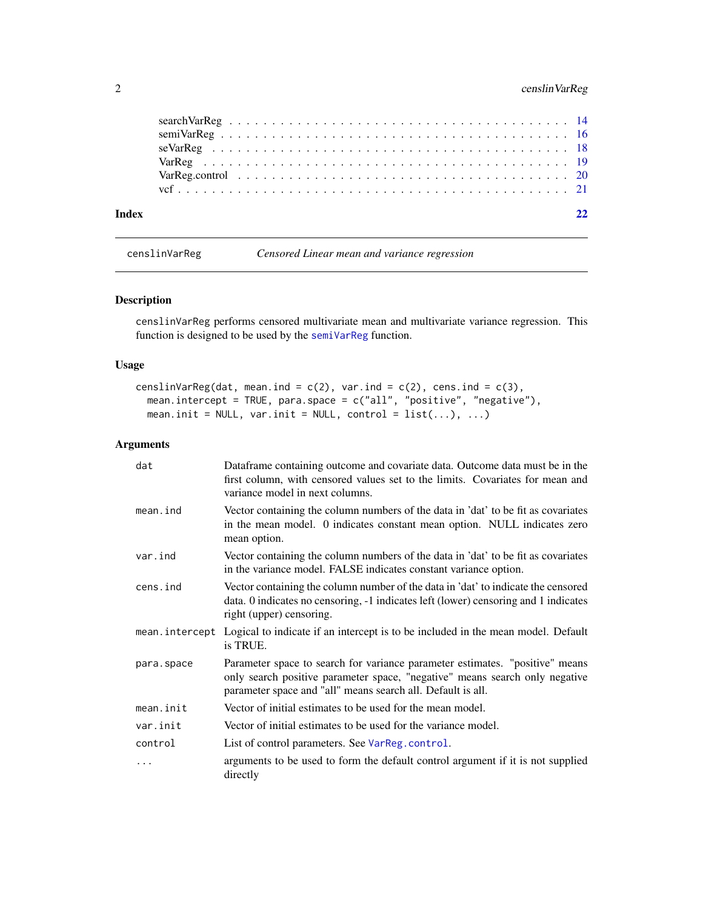searchVarReg . . . . . . . . . . . . . . . . . . . . . . . . . . . . . . . . . . . . . 14
semiVarReg . . . . . . . . . . . . . . . . . . . . . . . . . . . . . . . . . . . . . . 16
seVarReg . . . . . . . . . . . . . . . . . . . . . . . . . . . . . . . . . . . . . . . 18
VarReg . . . . . . . . . . . . . . . . . . . . . . . . . . . . . . . . . . . . . . . . 19
VarReg.control . . . . . . . . . . . . . . . . . . . . . . . . . . . . . . . . . . . . 20
vcf . . . . . . . . . . . . . . . . . . . . . . . . . . . . . . . . . . . . . . . . . . 21

**Index** **22**

---

`censlinVarReg` *Censored Linear mean and variance regression*

---

### Description

`censlinVarReg` performs censored multivariate mean and multivariate variance regression. This function is designed to be used by the `semiVarReg` function.

### Usage

```
censlinVarReg(dat, mean.ind = c(2), var.ind = c(2), cens.ind = c(3),
  mean.intercept = TRUE, para.space = c("all", "positive", "negative"),
  mean.init = NULL, var.init = NULL, control = list(...), ...)
```

### Arguments

| | |
|---|---|
| `dat` | Dataframe containing outcome and covariate data. Outcome data must be in the first column, with censored values set to the limits. Covariates for mean and variance model in next columns. |
| `mean.ind` | Vector containing the column numbers of the data in 'dat' to be fit as covariates in the mean model. 0 indicates constant mean option. NULL indicates zero mean option. |
| `var.ind` | Vector containing the column numbers of the data in 'dat' to be fit as covariates in the variance model. FALSE indicates constant variance option. |
| `cens.ind` | Vector containing the column number of the data in 'dat' to indicate the censored data. 0 indicates no censoring, -1 indicates left (lower) censoring and 1 indicates right (upper) censoring. |
| `mean.intercept` | Logical to indicate if an intercept is to be included in the mean model. Default is TRUE. |
| `para.space` | Parameter space to search for variance parameter estimates. "positive" means only search positive parameter space, "negative" means search only negative parameter space and "all" means search all. Default is all. |
| `mean.init` | Vector of initial estimates to be used for the mean model. |
| `var.init` | Vector of initial estimates to be used for the variance model. |
| `control` | List of control parameters. See `VarReg.control`. |
| `...` | arguments to be used to form the default control argument if it is not supplied directly |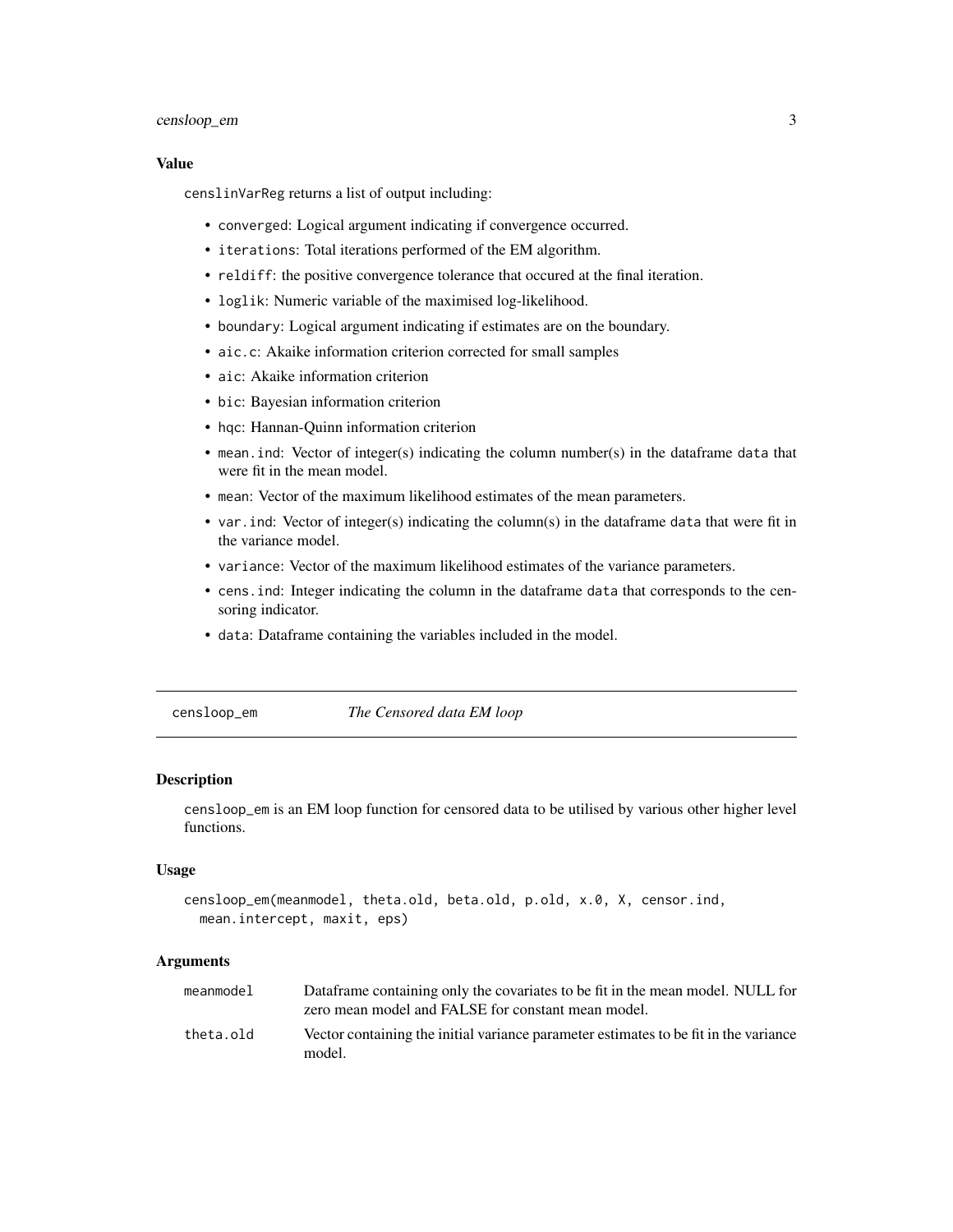### Value

censlinVarReg returns a list of output including:

- converged: Logical argument indicating if convergence occurred.
- iterations: Total iterations performed of the EM algorithm.
- reldiff: the positive convergence tolerance that occured at the final iteration.
- loglik: Numeric variable of the maximised log-likelihood.
- boundary: Logical argument indicating if estimates are on the boundary.
- aic.c: Akaike information criterion corrected for small samples
- aic: Akaike information criterion
- bic: Bayesian information criterion
- hqc: Hannan-Quinn information criterion
- mean.ind: Vector of integer(s) indicating the column number(s) in the dataframe data that were fit in the mean model.
- mean: Vector of the maximum likelihood estimates of the mean parameters.
- var.ind: Vector of integer(s) indicating the column(s) in the dataframe data that were fit in the variance model.
- variance: Vector of the maximum likelihood estimates of the variance parameters.
- cens.ind: Integer indicating the column in the dataframe data that corresponds to the censoring indicator.
- data: Dataframe containing the variables included in the model.

---

## censloop_em *The Censored data EM loop*

### Description

censloop_em is an EM loop function for censored data to be utilised by various other higher level functions.

### Usage

```
censloop_em(meanmodel, theta.old, beta.old, p.old, x.0, X, censor.ind,
  mean.intercept, maxit, eps)
```

### Arguments

| | |
|---|---|
| meanmodel | Dataframe containing only the covariates to be fit in the mean model. NULL for zero mean model and FALSE for constant mean model. |
| theta.old | Vector containing the initial variance parameter estimates to be fit in the variance model. |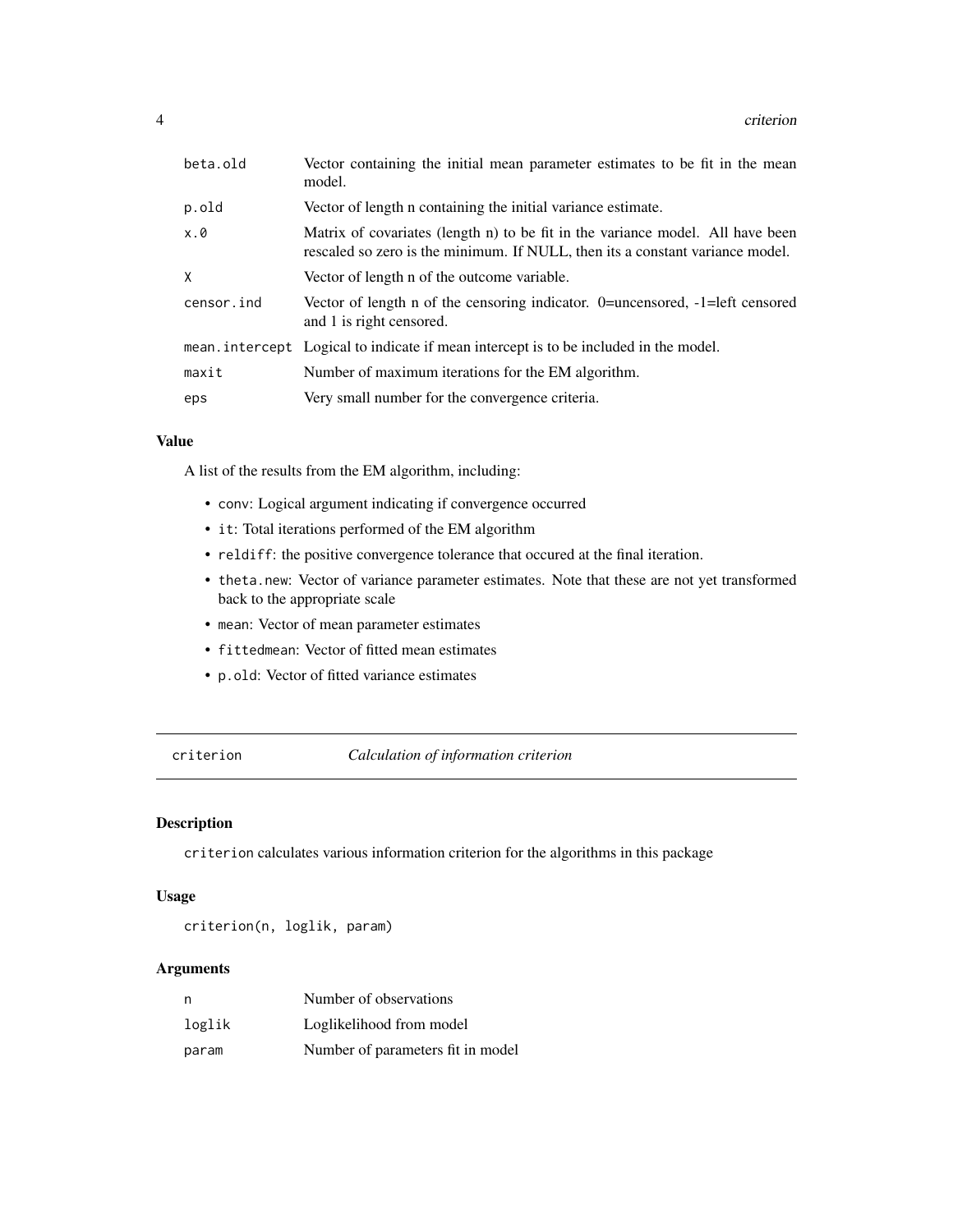| | |
|---|---|
| `beta.old` | Vector containing the initial mean parameter estimates to be fit in the mean model. |
| `p.old` | Vector of length n containing the initial variance estimate. |
| `x.0` | Matrix of covariates (length n) to be fit in the variance model. All have been rescaled so zero is the minimum. If NULL, then its a constant variance model. |
| `X` | Vector of length n of the outcome variable. |
| `censor.ind` | Vector of length n of the censoring indicator. 0=uncensored, -1=left censored and 1 is right censored. |
| `mean.intercept` | Logical to indicate if mean intercept is to be included in the model. |
| `maxit` | Number of maximum iterations for the EM algorithm. |
| `eps` | Very small number for the convergence criteria. |

### Value

A list of the results from the EM algorithm, including:

- `conv`: Logical argument indicating if convergence occurred
- `it`: Total iterations performed of the EM algorithm
- `reldiff`: the positive convergence tolerance that occured at the final iteration.
- `theta.new`: Vector of variance parameter estimates. Note that these are not yet transformed back to the appropriate scale
- `mean`: Vector of mean parameter estimates
- `fittedmean`: Vector of fitted mean estimates
- `p.old`: Vector of fitted variance estimates

---

## `criterion` *Calculation of information criterion*

---

### Description

`criterion` calculates various information criterion for the algorithms in this package

### Usage

```
criterion(n, loglik, param)
```

### Arguments

| | |
|---|---|
| `n` | Number of observations |
| `loglik` | Loglikelihood from model |
| `param` | Number of parameters fit in model |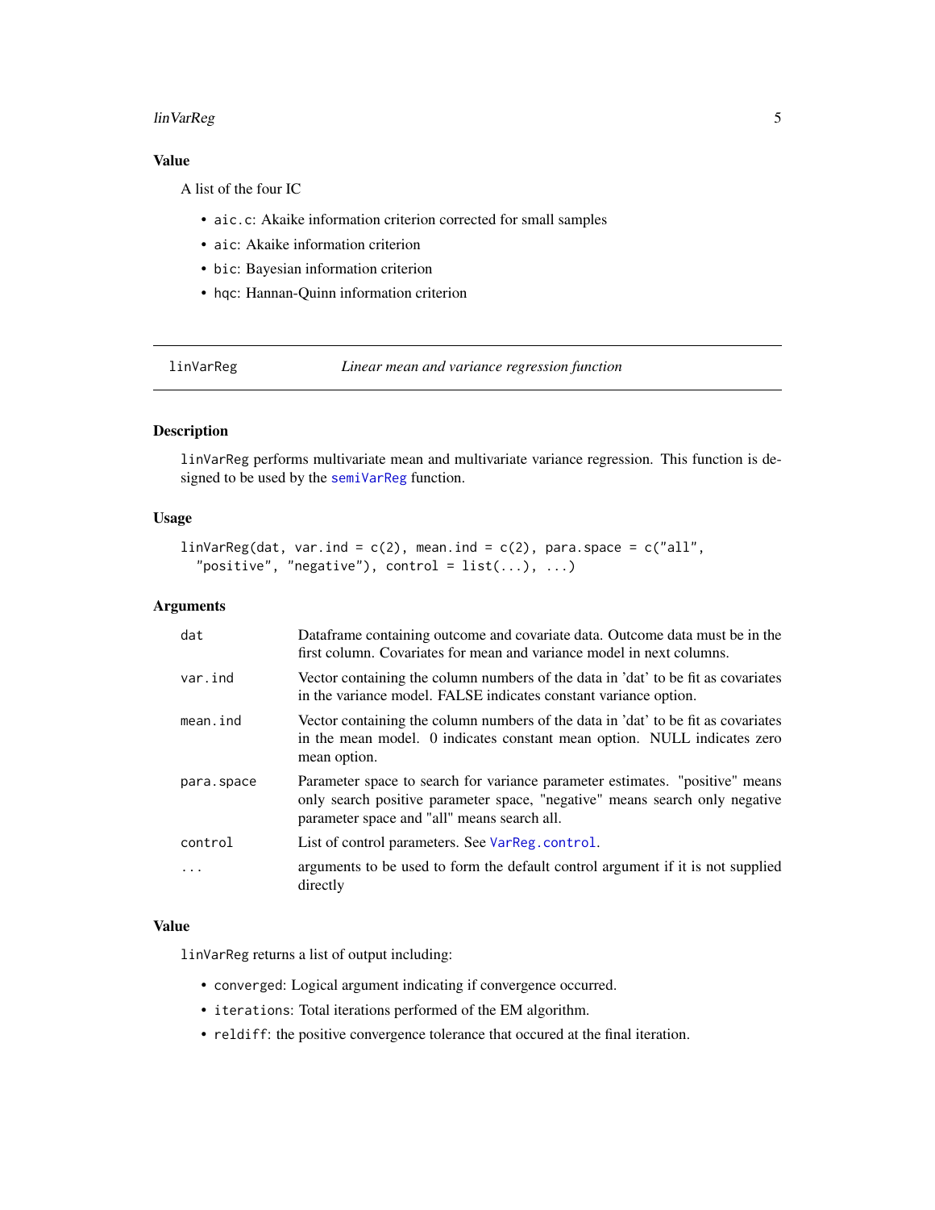## Value

A list of the four IC

- `aic.c`: Akaike information criterion corrected for small samples
- `aic`: Akaike information criterion
- `bic`: Bayesian information criterion
- `hqc`: Hannan-Quinn information criterion

---

## linVarReg — *Linear mean and variance regression function*

---

### Description

`linVarReg` performs multivariate mean and multivariate variance regression. This function is designed to be used by the `semiVarReg` function.

### Usage

```
linVarReg(dat, var.ind = c(2), mean.ind = c(2), para.space = c("all",
  "positive", "negative"), control = list(...), ...)
```

### Arguments

| | |
|---|---|
| `dat` | Dataframe containing outcome and covariate data. Outcome data must be in the first column. Covariates for mean and variance model in next columns. |
| `var.ind` | Vector containing the column numbers of the data in 'dat' to be fit as covariates in the variance model. FALSE indicates constant variance option. |
| `mean.ind` | Vector containing the column numbers of the data in 'dat' to be fit as covariates in the mean model. 0 indicates constant mean option. NULL indicates zero mean option. |
| `para.space` | Parameter space to search for variance parameter estimates. "positive" means only search positive parameter space, "negative" means search only negative parameter space and "all" means search all. |
| `control` | List of control parameters. See `VarReg.control`. |
| `...` | arguments to be used to form the default control argument if it is not supplied directly |

### Value

`linVarReg` returns a list of output including:

- `converged`: Logical argument indicating if convergence occurred.
- `iterations`: Total iterations performed of the EM algorithm.
- `reldiff`: the positive convergence tolerance that occured at the final iteration.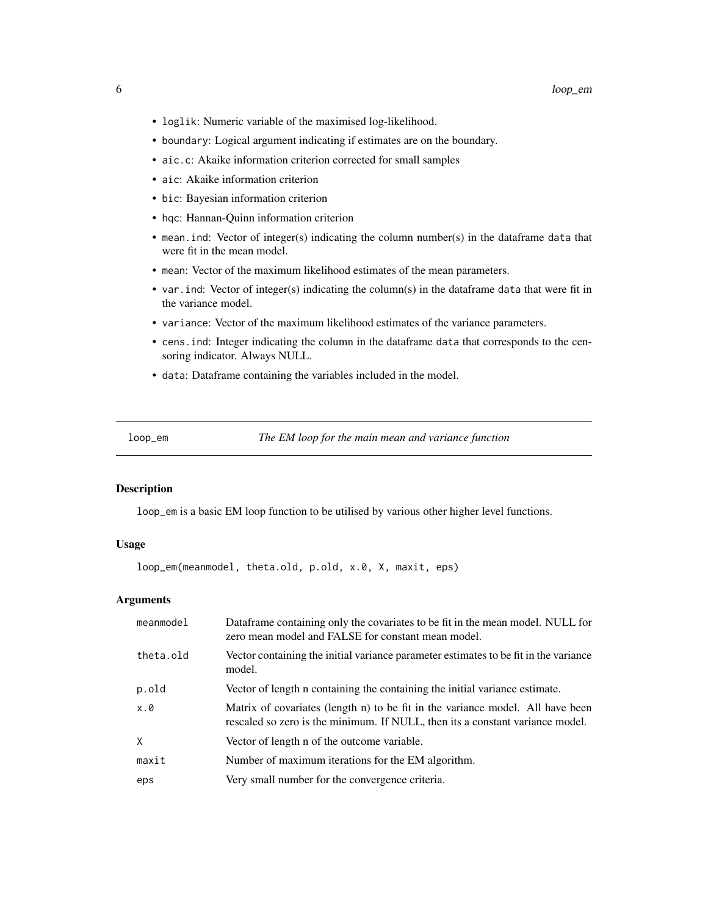- `loglik`: Numeric variable of the maximised log-likelihood.
- `boundary`: Logical argument indicating if estimates are on the boundary.
- `aic.c`: Akaike information criterion corrected for small samples
- `aic`: Akaike information criterion
- `bic`: Bayesian information criterion
- `hqc`: Hannan-Quinn information criterion
- `mean.ind`: Vector of integer(s) indicating the column number(s) in the dataframe `data` that were fit in the mean model.
- `mean`: Vector of the maximum likelihood estimates of the mean parameters.
- `var.ind`: Vector of integer(s) indicating the column(s) in the dataframe `data` that were fit in the variance model.
- `variance`: Vector of the maximum likelihood estimates of the variance parameters.
- `cens.ind`: Integer indicating the column in the dataframe `data` that corresponds to the censoring indicator. Always NULL.
- `data`: Dataframe containing the variables included in the model.

## loop_em — *The EM loop for the main mean and variance function*

### Description

`loop_em` is a basic EM loop function to be utilised by various other higher level functions.

### Usage

```
loop_em(meanmodel, theta.old, p.old, x.0, X, maxit, eps)
```

### Arguments

| | |
|---|---|
| `meanmodel` | Dataframe containing only the covariates to be fit in the mean model. NULL for zero mean model and FALSE for constant mean model. |
| `theta.old` | Vector containing the initial variance parameter estimates to be fit in the variance model. |
| `p.old` | Vector of length n containing the containing the initial variance estimate. |
| `x.0` | Matrix of covariates (length n) to be fit in the variance model. All have been rescaled so zero is the minimum. If NULL, then its a constant variance model. |
| `X` | Vector of length n of the outcome variable. |
| `maxit` | Number of maximum iterations for the EM algorithm. |
| `eps` | Very small number for the convergence criteria. |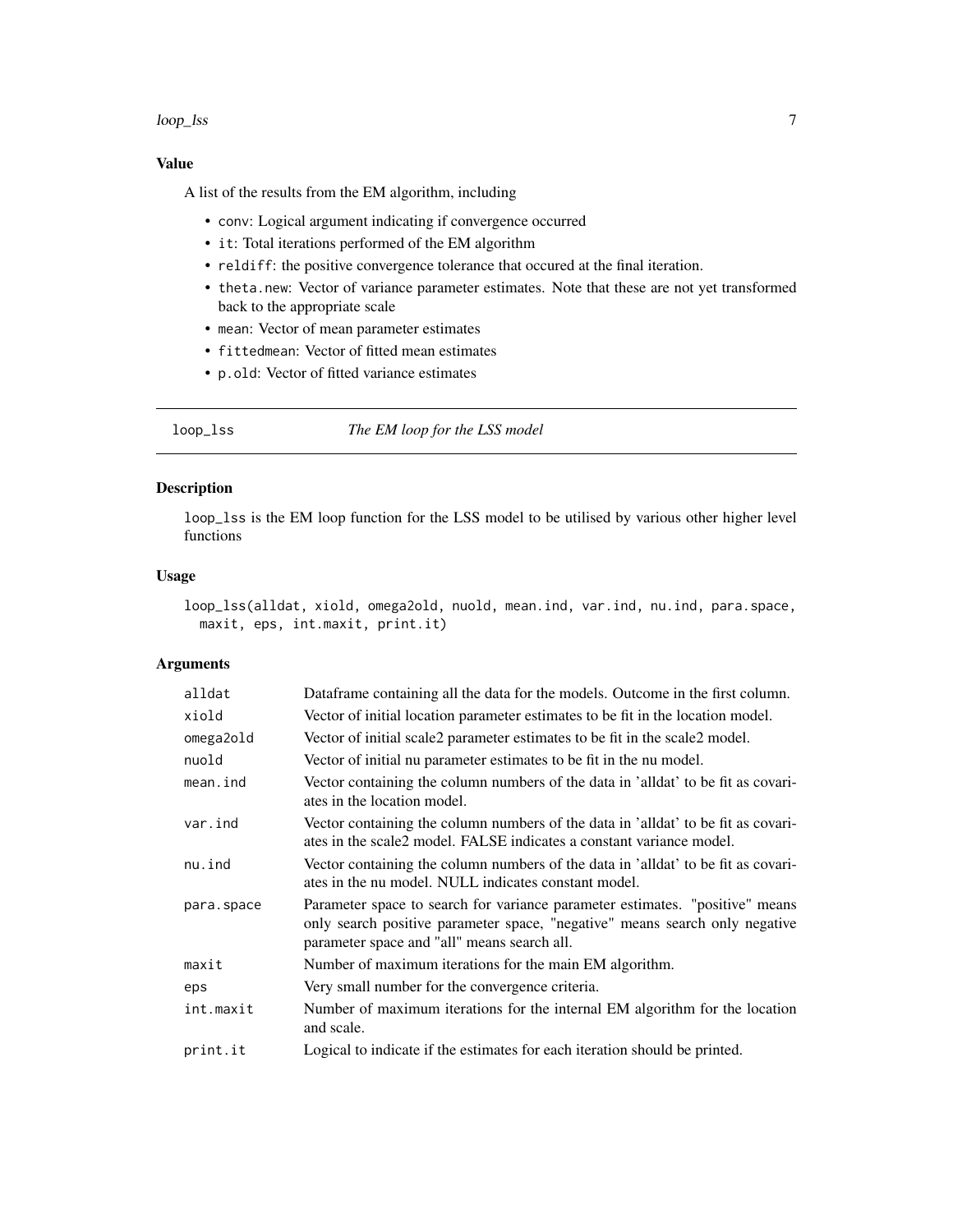### Value

A list of the results from the EM algorithm, including

- `conv`: Logical argument indicating if convergence occurred
- `it`: Total iterations performed of the EM algorithm
- `reldiff`: the positive convergence tolerance that occured at the final iteration.
- `theta.new`: Vector of variance parameter estimates. Note that these are not yet transformed back to the appropriate scale
- `mean`: Vector of mean parameter estimates
- `fittedmean`: Vector of fitted mean estimates
- `p.old`: Vector of fitted variance estimates

---

## loop_lss — *The EM loop for the LSS model*

### Description

`loop_lss` is the EM loop function for the LSS model to be utilised by various other higher level functions

### Usage

```
loop_lss(alldat, xiold, omega2old, nuold, mean.ind, var.ind, nu.ind, para.space,
  maxit, eps, int.maxit, print.it)
```

### Arguments

| Argument | Description |
|---|---|
| `alldat` | Dataframe containing all the data for the models. Outcome in the first column. |
| `xiold` | Vector of initial location parameter estimates to be fit in the location model. |
| `omega2old` | Vector of initial scale2 parameter estimates to be fit in the scale2 model. |
| `nuold` | Vector of initial nu parameter estimates to be fit in the nu model. |
| `mean.ind` | Vector containing the column numbers of the data in 'alldat' to be fit as covariates in the location model. |
| `var.ind` | Vector containing the column numbers of the data in 'alldat' to be fit as covariates in the scale2 model. FALSE indicates a constant variance model. |
| `nu.ind` | Vector containing the column numbers of the data in 'alldat' to be fit as covariates in the nu model. NULL indicates constant model. |
| `para.space` | Parameter space to search for variance parameter estimates. "positive" means only search positive parameter space, "negative" means search only negative parameter space and "all" means search all. |
| `maxit` | Number of maximum iterations for the main EM algorithm. |
| `eps` | Very small number for the convergence criteria. |
| `int.maxit` | Number of maximum iterations for the internal EM algorithm for the location and scale. |
| `print.it` | Logical to indicate if the estimates for each iteration should be printed. |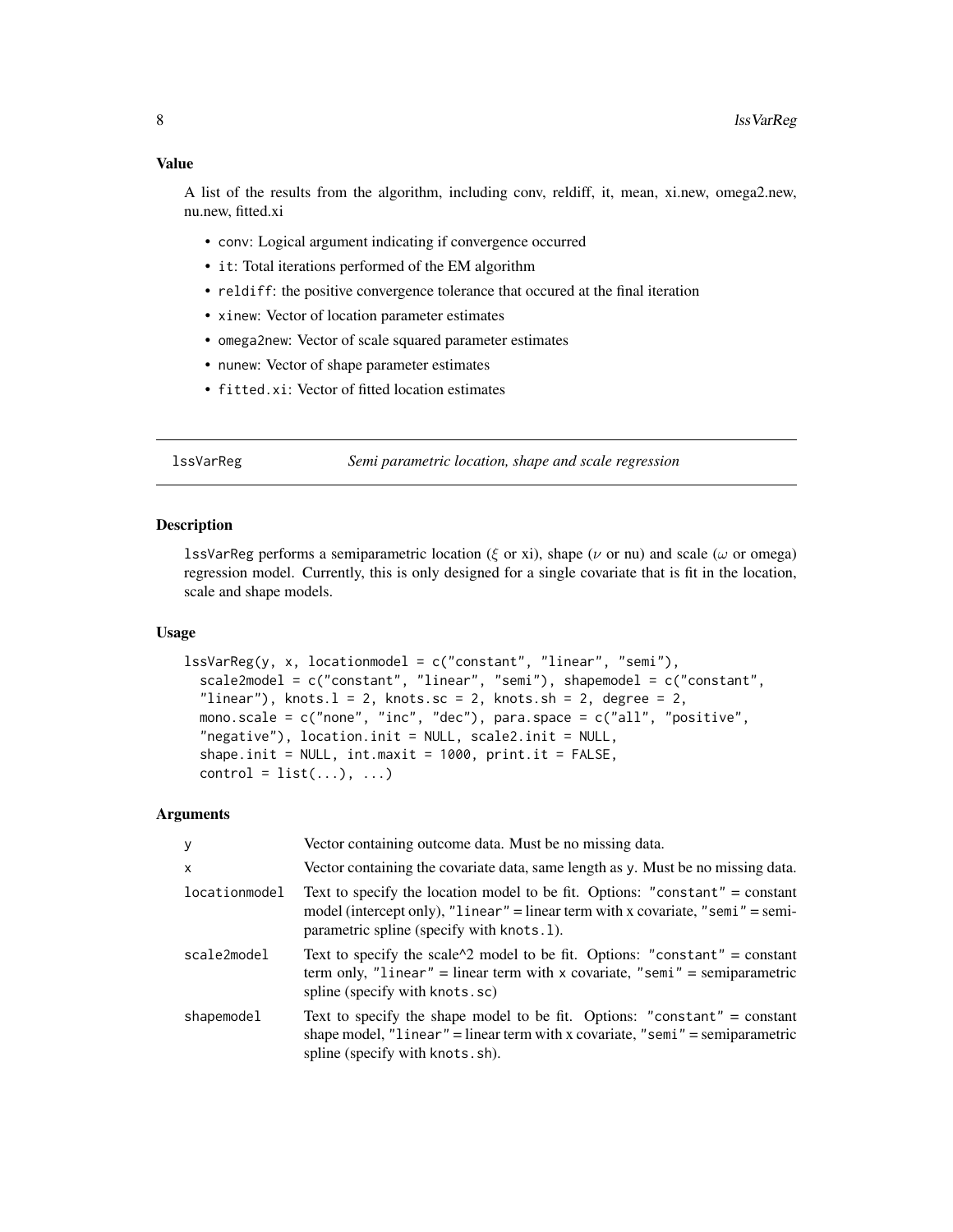### Value

A list of the results from the algorithm, including conv, reldiff, it, mean, xi.new, omega2.new, nu.new, fitted.xi

- conv: Logical argument indicating if convergence occurred
- it: Total iterations performed of the EM algorithm
- reldiff: the positive convergence tolerance that occured at the final iteration
- xinew: Vector of location parameter estimates
- omega2new: Vector of scale squared parameter estimates
- nunew: Vector of shape parameter estimates
- fitted.xi: Vector of fitted location estimates

---

## lssVarReg *Semi parametric location, shape and scale regression*

---

### Description

lssVarReg performs a semiparametric location ($\xi$ or xi), shape ($\nu$ or nu) and scale ($\omega$ or omega) regression model. Currently, this is only designed for a single covariate that is fit in the location, scale and shape models.

### Usage

```
lssVarReg(y, x, locationmodel = c("constant", "linear", "semi"),
  scale2model = c("constant", "linear", "semi"), shapemodel = c("constant",
  "linear"), knots.l = 2, knots.sc = 2, knots.sh = 2, degree = 2,
  mono.scale = c("none", "inc", "dec"), para.space = c("all", "positive",
  "negative"), location.init = NULL, scale2.init = NULL,
  shape.init = NULL, int.maxit = 1000, print.it = FALSE,
  control = list(...), ...)
```

### Arguments

| | |
|---|---|
| y | Vector containing outcome data. Must be no missing data. |
| x | Vector containing the covariate data, same length as y. Must be no missing data. |
| locationmodel | Text to specify the location model to be fit. Options: "constant" = constant model (intercept only), "linear" = linear term with x covariate, "semi" = semi-parametric spline (specify with knots.l). |
| scale2model | Text to specify the scale^2 model to be fit. Options: "constant" = constant term only, "linear" = linear term with x covariate, "semi" = semiparametric spline (specify with knots.sc) |
| shapemodel | Text to specify the shape model to be fit. Options: "constant" = constant shape model, "linear" = linear term with x covariate, "semi" = semiparametric spline (specify with knots.sh). |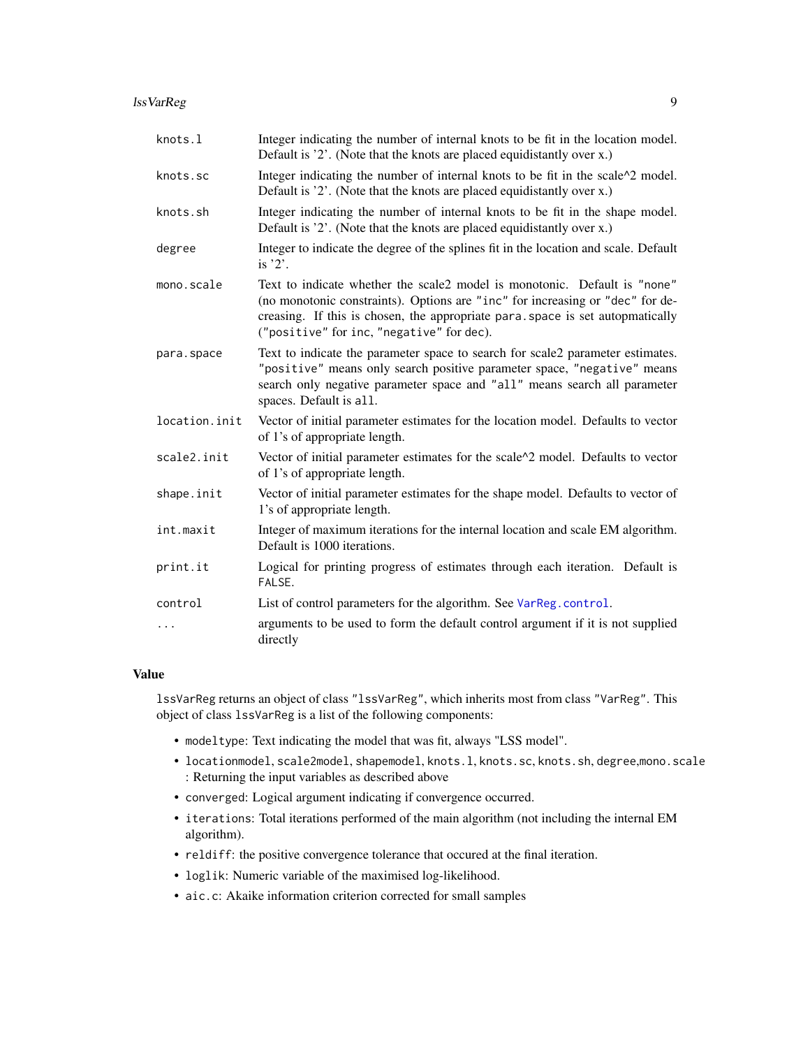| | |
|---|---|
| `knots.l` | Integer indicating the number of internal knots to be fit in the location model. Default is '2'. (Note that the knots are placed equidistantly over x.) |
| `knots.sc` | Integer indicating the number of internal knots to be fit in the scale^2 model. Default is '2'. (Note that the knots are placed equidistantly over x.) |
| `knots.sh` | Integer indicating the number of internal knots to be fit in the shape model. Default is '2'. (Note that the knots are placed equidistantly over x.) |
| `degree` | Integer to indicate the degree of the splines fit in the location and scale. Default is '2'. |
| `mono.scale` | Text to indicate whether the scale2 model is monotonic. Default is `"none"` (no monotonic constraints). Options are `"inc"` for increasing or `"dec"` for decreasing. If this is chosen, the appropriate `para.space` is set autopmatically (`"positive"` for `inc`, `"negative"` for `dec`). |
| `para.space` | Text to indicate the parameter space to search for scale2 parameter estimates. `"positive"` means only search positive parameter space, `"negative"` means search only negative parameter space and `"all"` means search all parameter spaces. Default is `all`. |
| `location.init` | Vector of initial parameter estimates for the location model. Defaults to vector of 1's of appropriate length. |
| `scale2.init` | Vector of initial parameter estimates for the scale^2 model. Defaults to vector of 1's of appropriate length. |
| `shape.init` | Vector of initial parameter estimates for the shape model. Defaults to vector of 1's of appropriate length. |
| `int.maxit` | Integer of maximum iterations for the internal location and scale EM algorithm. Default is 1000 iterations. |
| `print.it` | Logical for printing progress of estimates through each iteration. Default is `FALSE`. |
| `control` | List of control parameters for the algorithm. See `VarReg.control`. |
| `...` | arguments to be used to form the default control argument if it is not supplied directly |

## Value

`lssVarReg` returns an object of class `"lssVarReg"`, which inherits most from class `"VarReg"`. This object of class `lssVarReg` is a list of the following components:

- `modeltype`: Text indicating the model that was fit, always "LSS model".
- `locationmodel`, `scale2model`, `shapemodel`, `knots.l`, `knots.sc`, `knots.sh`, `degree`,`mono.scale` : Returning the input variables as described above
- `converged`: Logical argument indicating if convergence occurred.
- `iterations`: Total iterations performed of the main algorithm (not including the internal EM algorithm).
- `reldiff`: the positive convergence tolerance that occured at the final iteration.
- `loglik`: Numeric variable of the maximised log-likelihood.
- `aic.c`: Akaike information criterion corrected for small samples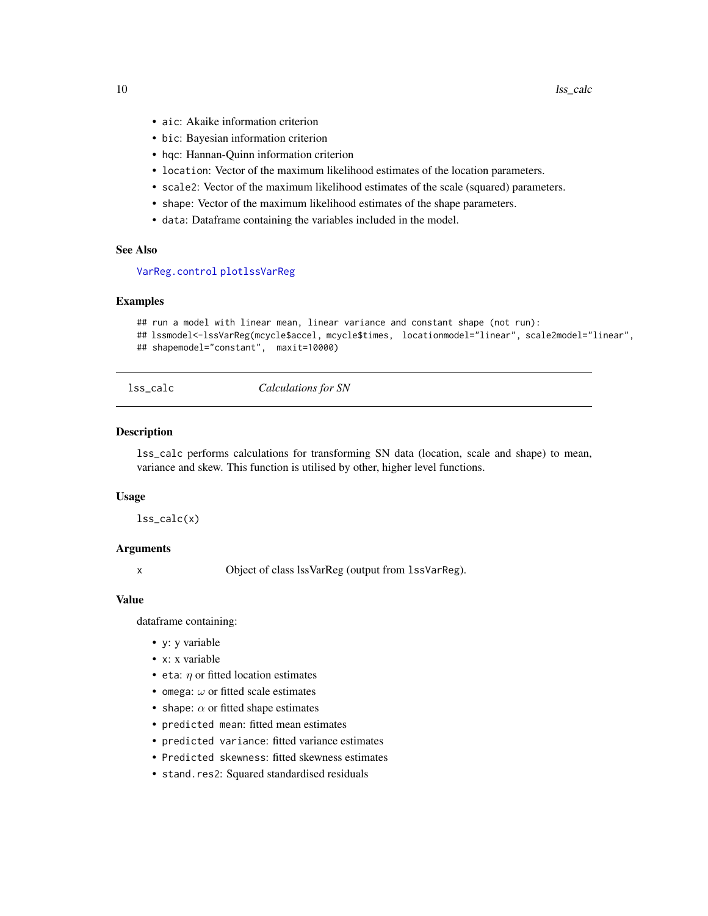- aic: Akaike information criterion
- bic: Bayesian information criterion
- hqc: Hannan-Quinn information criterion
- location: Vector of the maximum likelihood estimates of the location parameters.
- scale2: Vector of the maximum likelihood estimates of the scale (squared) parameters.
- shape: Vector of the maximum likelihood estimates of the shape parameters.
- data: Dataframe containing the variables included in the model.

### See Also

VarReg.control plotlssVarReg

### Examples

```
## run a model with linear mean, linear variance and constant shape (not run):
## lssmodel<-lssVarReg(mcycle$accel, mcycle$times,  locationmodel="linear", scale2model="linear",
## shapemodel="constant",  maxit=10000)
```

---

## lss_calc — *Calculations for SN*

### Description

lss_calc performs calculations for transforming SN data (location, scale and shape) to mean, variance and skew. This function is utilised by other, higher level functions.

### Usage

```
lss_calc(x)
```

### Arguments

| | |
|---|---|
| x | Object of class lssVarReg (output from lssVarReg). |

### Value

dataframe containing:

- y: y variable
- x: x variable
- eta: $\eta$ or fitted location estimates
- omega: $\omega$ or fitted scale estimates
- shape: $\alpha$ or fitted shape estimates
- predicted mean: fitted mean estimates
- predicted variance: fitted variance estimates
- Predicted skewness: fitted skewness estimates
- stand.res2: Squared standardised residuals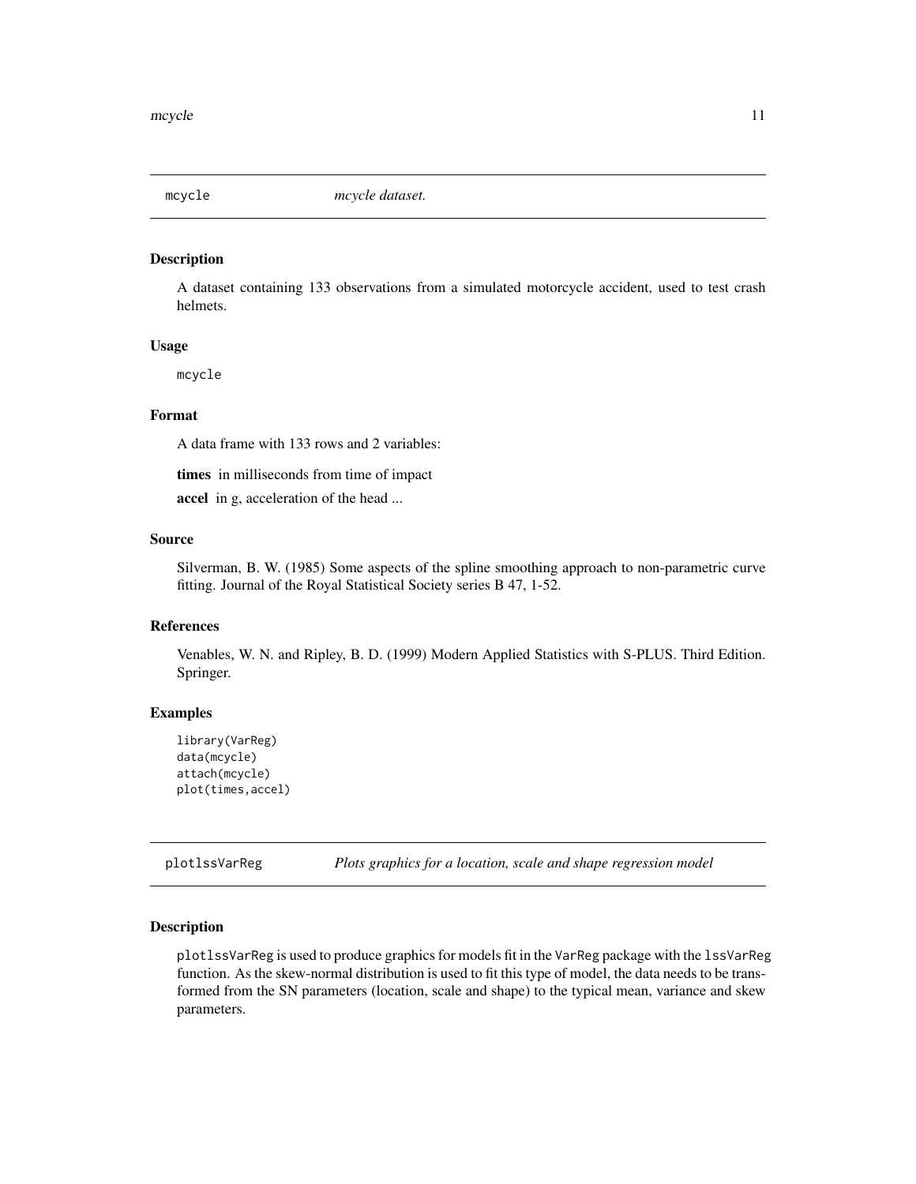## mcycle — *mcycle dataset.*

### Description

A dataset containing 133 observations from a simulated motorcycle accident, used to test crash helmets.

### Usage

```
mcycle
```

### Format

A data frame with 133 rows and 2 variables:

**times** in milliseconds from time of impact

**accel** in g, acceleration of the head ...

### Source

Silverman, B. W. (1985) Some aspects of the spline smoothing approach to non-parametric curve fitting. Journal of the Royal Statistical Society series B 47, 1-52.

### References

Venables, W. N. and Ripley, B. D. (1999) Modern Applied Statistics with S-PLUS. Third Edition. Springer.

### Examples

```
library(VarReg)
data(mcycle)
attach(mcycle)
plot(times,accel)
```

## plotlssVarReg — *Plots graphics for a location, scale and shape regression model*

### Description

`plotlssVarReg` is used to produce graphics for models fit in the `VarReg` package with the `lssVarReg` function. As the skew-normal distribution is used to fit this type of model, the data needs to be transformed from the SN parameters (location, scale and shape) to the typical mean, variance and skew parameters.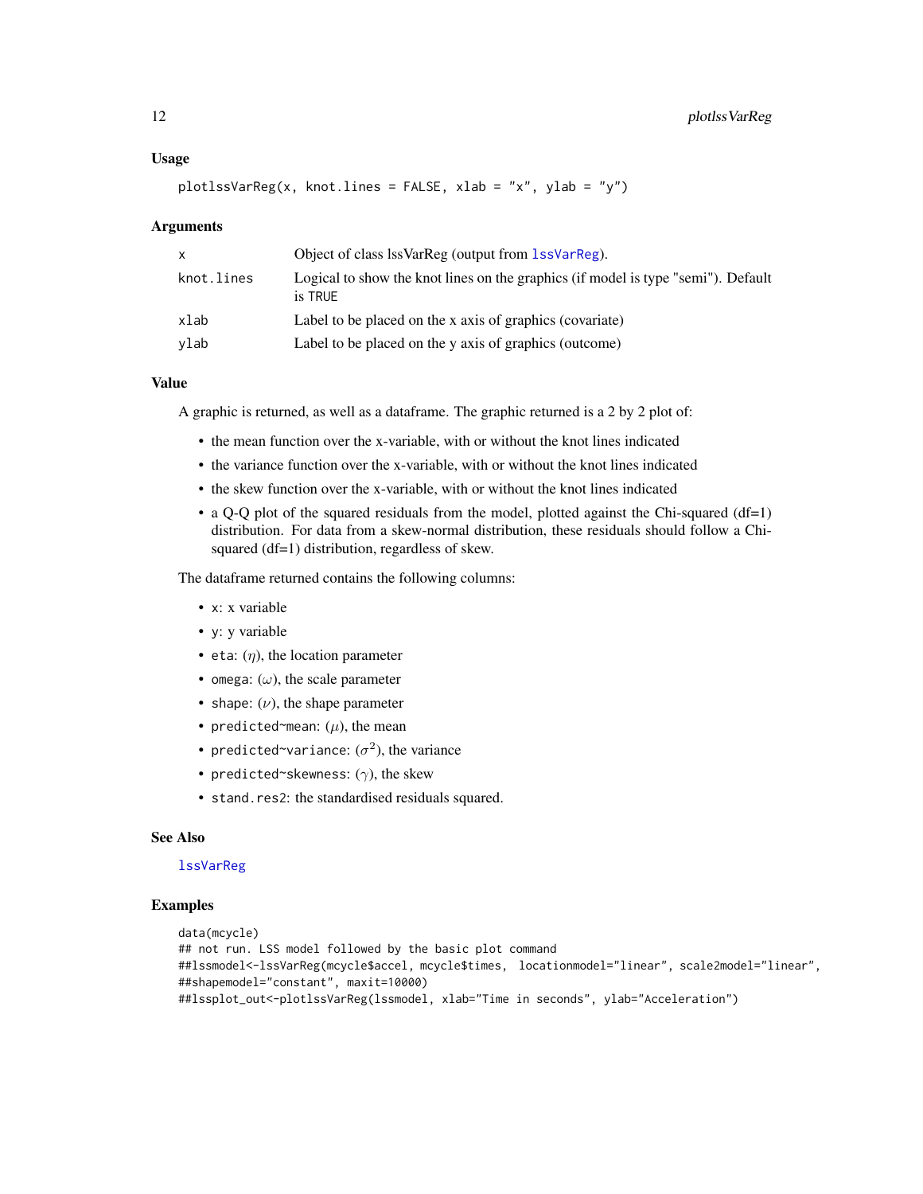### Usage

```
plotlssVarReg(x, knot.lines = FALSE, xlab = "x", ylab = "y")
```

### Arguments

| | |
|---|---|
| x | Object of class lssVarReg (output from lssVarReg). |
| knot.lines | Logical to show the knot lines on the graphics (if model is type "semi"). Default is TRUE |
| xlab | Label to be placed on the x axis of graphics (covariate) |
| ylab | Label to be placed on the y axis of graphics (outcome) |

### Value

A graphic is returned, as well as a dataframe. The graphic returned is a 2 by 2 plot of:

- the mean function over the x-variable, with or without the knot lines indicated
- the variance function over the x-variable, with or without the knot lines indicated
- the skew function over the x-variable, with or without the knot lines indicated
- a Q-Q plot of the squared residuals from the model, plotted against the Chi-squared (df=1) distribution. For data from a skew-normal distribution, these residuals should follow a Chi-squared (df=1) distribution, regardless of skew.

The dataframe returned contains the following columns:

- x: x variable
- y: y variable
- eta: ($\eta$), the location parameter
- omega: ($\omega$), the scale parameter
- shape: ($\nu$), the shape parameter
- predicted~mean: ($\mu$), the mean
- predicted~variance: ($\sigma^2$), the variance
- predicted~skewness: ($\gamma$), the skew
- stand.res2: the standardised residuals squared.

### See Also

lssVarReg

### Examples

```
data(mcycle)
## not run. LSS model followed by the basic plot command
##lssmodel<-lssVarReg(mcycle$accel, mcycle$times,  locationmodel="linear", scale2model="linear",
##shapemodel="constant", maxit=10000)
##lssplot_out<-plotlssVarReg(lssmodel, xlab="Time in seconds", ylab="Acceleration")
```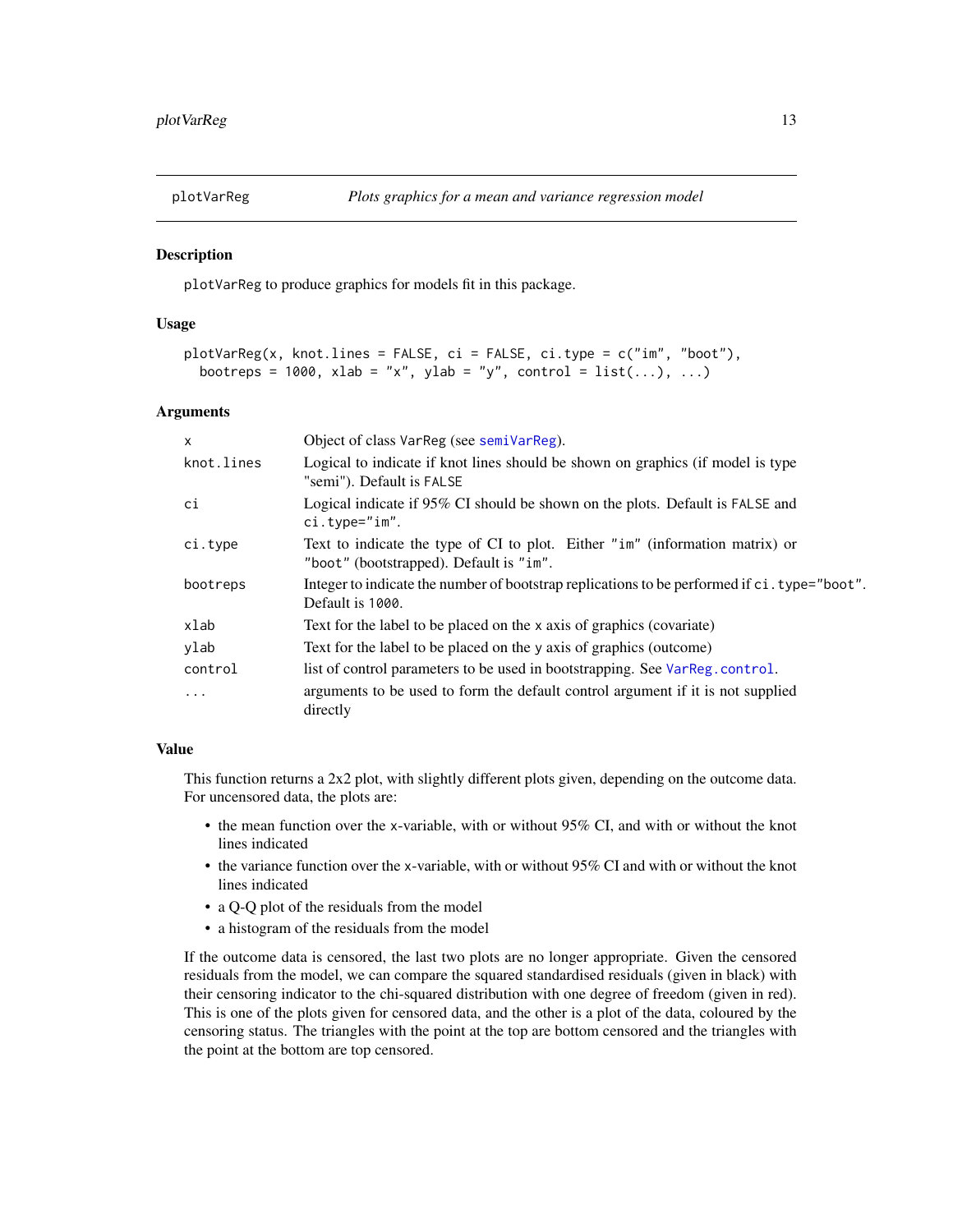## plotVarReg — *Plots graphics for a mean and variance regression model*

### Description

plotVarReg to produce graphics for models fit in this package.

### Usage

```
plotVarReg(x, knot.lines = FALSE, ci = FALSE, ci.type = c("im", "boot"),
  bootreps = 1000, xlab = "x", ylab = "y", control = list(...), ...)
```

### Arguments

| | |
|---|---|
| x | Object of class VarReg (see semiVarReg). |
| knot.lines | Logical to indicate if knot lines should be shown on graphics (if model is type "semi"). Default is FALSE |
| ci | Logical indicate if 95% CI should be shown on the plots. Default is FALSE and ci.type="im". |
| ci.type | Text to indicate the type of CI to plot. Either "im" (information matrix) or "boot" (bootstrapped). Default is "im". |
| bootreps | Integer to indicate the number of bootstrap replications to be performed if ci.type="boot". Default is 1000. |
| xlab | Text for the label to be placed on the x axis of graphics (covariate) |
| ylab | Text for the label to be placed on the y axis of graphics (outcome) |
| control | list of control parameters to be used in bootstrapping. See VarReg.control. |
| ... | arguments to be used to form the default control argument if it is not supplied directly |

### Value

This function returns a 2x2 plot, with slightly different plots given, depending on the outcome data. For uncensored data, the plots are:

- the mean function over the x-variable, with or without 95% CI, and with or without the knot lines indicated
- the variance function over the x-variable, with or without 95% CI and with or without the knot lines indicated
- a Q-Q plot of the residuals from the model
- a histogram of the residuals from the model

If the outcome data is censored, the last two plots are no longer appropriate. Given the censored residuals from the model, we can compare the squared standardised residuals (given in black) with their censoring indicator to the chi-squared distribution with one degree of freedom (given in red). This is one of the plots given for censored data, and the other is a plot of the data, coloured by the censoring status. The triangles with the point at the top are bottom censored and the triangles with the point at the bottom are top censored.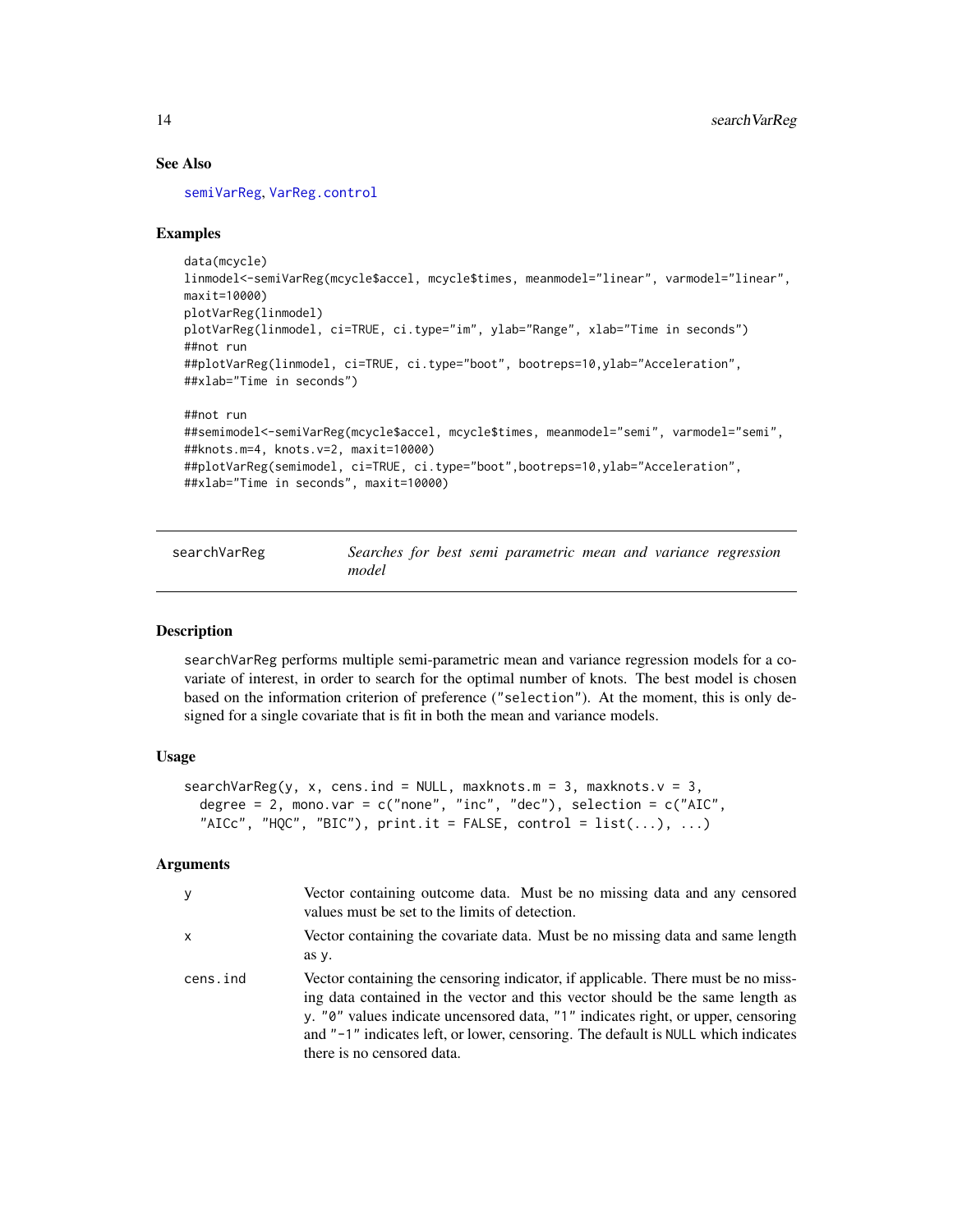## See Also

semiVarReg, VarReg.control

## Examples

```
data(mcycle)
linmodel<-semiVarReg(mcycle$accel, mcycle$times, meanmodel="linear", varmodel="linear",
maxit=10000)
plotVarReg(linmodel)
plotVarReg(linmodel, ci=TRUE, ci.type="im", ylab="Range", xlab="Time in seconds")
##not run
##plotVarReg(linmodel, ci=TRUE, ci.type="boot", bootreps=10,ylab="Acceleration",
##xlab="Time in seconds")

##not run
##semimodel<-semiVarReg(mcycle$accel, mcycle$times, meanmodel="semi", varmodel="semi",
##knots.m=4, knots.v=2, maxit=10000)
##plotVarReg(semimodel, ci=TRUE, ci.type="boot",bootreps=10,ylab="Acceleration",
##xlab="Time in seconds", maxit=10000)
```

---

# searchVarReg — *Searches for best semi parametric mean and variance regression model*

---

## Description

searchVarReg performs multiple semi-parametric mean and variance regression models for a covariate of interest, in order to search for the optimal number of knots. The best model is chosen based on the information criterion of preference ("selection"). At the moment, this is only designed for a single covariate that is fit in both the mean and variance models.

## Usage

```
searchVarReg(y, x, cens.ind = NULL, maxknots.m = 3, maxknots.v = 3,
  degree = 2, mono.var = c("none", "inc", "dec"), selection = c("AIC",
  "AICc", "HQC", "BIC"), print.it = FALSE, control = list(...), ...)
```

## Arguments

| | |
|---|---|
| y | Vector containing outcome data. Must be no missing data and any censored values must be set to the limits of detection. |
| x | Vector containing the covariate data. Must be no missing data and same length as y. |
| cens.ind | Vector containing the censoring indicator, if applicable. There must be no missing data contained in the vector and this vector should be the same length as y. "0" values indicate uncensored data, "1" indicates right, or upper, censoring and "-1" indicates left, or lower, censoring. The default is NULL which indicates there is no censored data. |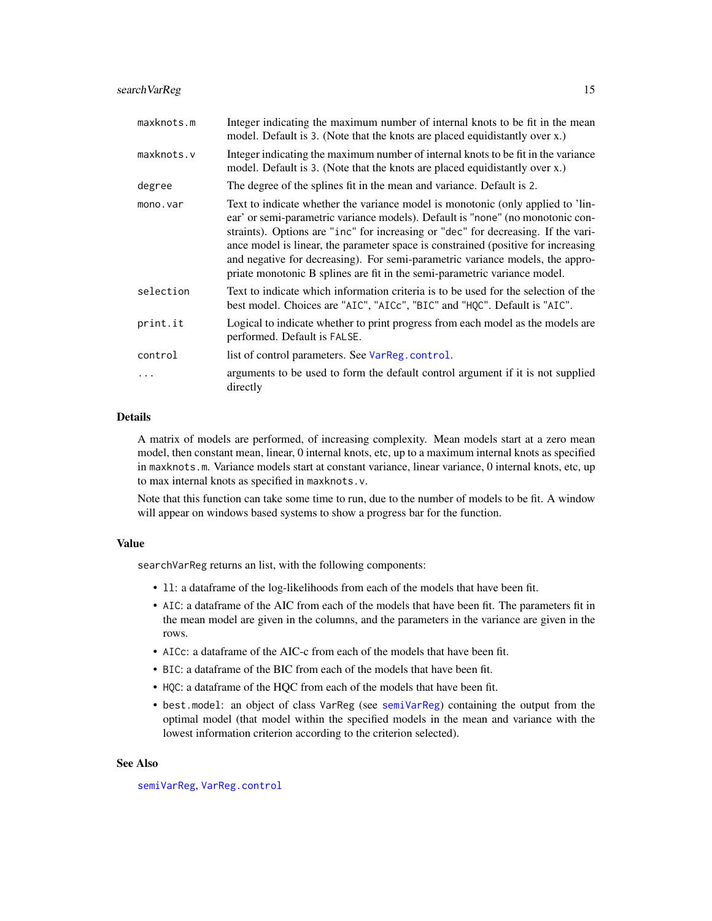| | |
|---|---|
| `maxknots.m` | Integer indicating the maximum number of internal knots to be fit in the mean model. Default is 3. (Note that the knots are placed equidistantly over x.) |
| `maxknots.v` | Integer indicating the maximum number of internal knots to be fit in the variance model. Default is 3. (Note that the knots are placed equidistantly over x.) |
| `degree` | The degree of the splines fit in the mean and variance. Default is 2. |
| `mono.var` | Text to indicate whether the variance model is monotonic (only applied to 'linear' or semi-parametric variance models). Default is "none" (no monotonic constraints). Options are "inc" for increasing or "dec" for decreasing. If the variance model is linear, the parameter space is constrained (positive for increasing and negative for decreasing). For semi-parametric variance models, the appropriate monotonic B splines are fit in the semi-parametric variance model. |
| `selection` | Text to indicate which information criteria is to be used for the selection of the best model. Choices are "AIC", "AICc", "BIC" and "HQC". Default is "AIC". |
| `print.it` | Logical to indicate whether to print progress from each model as the models are performed. Default is FALSE. |
| `control` | list of control parameters. See `VarReg.control`. |
| `...` | arguments to be used to form the default control argument if it is not supplied directly |

## Details

A matrix of models are performed, of increasing complexity. Mean models start at a zero mean model, then constant mean, linear, 0 internal knots, etc, up to a maximum internal knots as specified in `maxknots.m`. Variance models start at constant variance, linear variance, 0 internal knots, etc, up to max internal knots as specified in `maxknots.v`.

Note that this function can take some time to run, due to the number of models to be fit. A window will appear on windows based systems to show a progress bar for the function.

## Value

`searchVarReg` returns an list, with the following components:

- `ll`: a dataframe of the log-likelihoods from each of the models that have been fit.
- `AIC`: a dataframe of the AIC from each of the models that have been fit. The parameters fit in the mean model are given in the columns, and the parameters in the variance are given in the rows.
- `AICc`: a dataframe of the AIC-c from each of the models that have been fit.
- `BIC`: a dataframe of the BIC from each of the models that have been fit.
- `HQC`: a dataframe of the HQC from each of the models that have been fit.
- `best.model`: an object of class `VarReg` (see `semiVarReg`) containing the output from the optimal model (that model within the specified models in the mean and variance with the lowest information criterion according to the criterion selected).

## See Also

`semiVarReg`, `VarReg.control`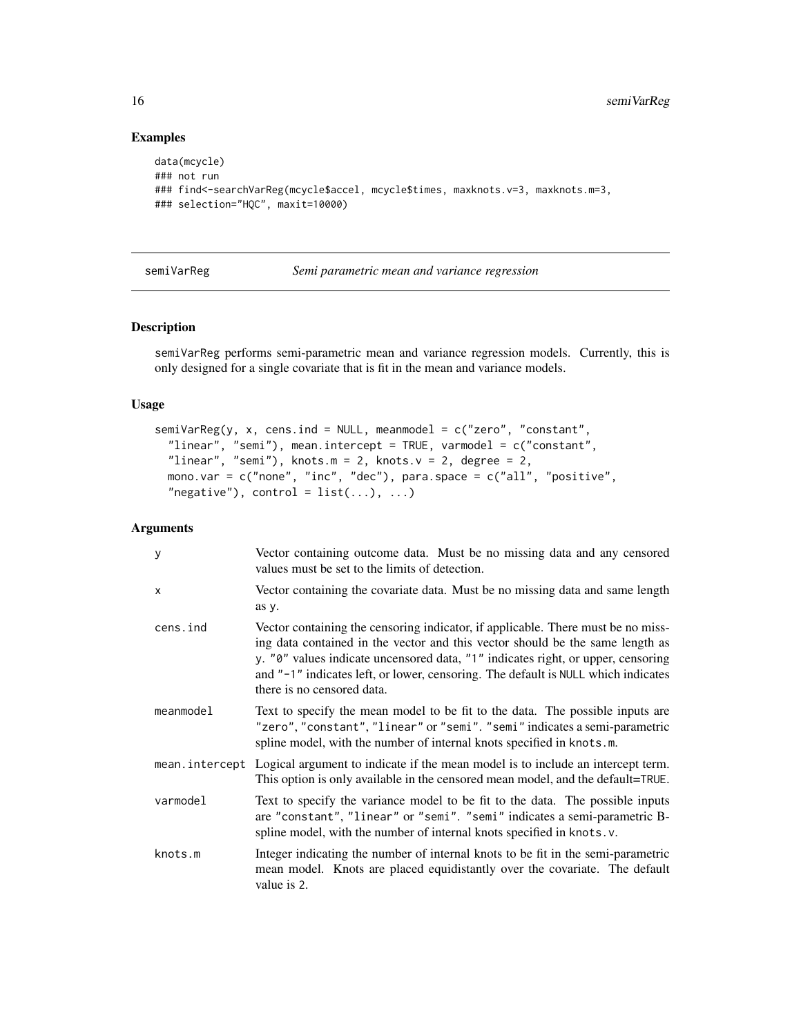## Examples

```
data(mcycle)
### not run
### find<-searchVarReg(mcycle$accel, mcycle$times, maxknots.v=3, maxknots.m=3,
### selection="HQC", maxit=10000)
```

---

semiVarReg — *Semi parametric mean and variance regression*

---

## Description

semiVarReg performs semi-parametric mean and variance regression models. Currently, this is only designed for a single covariate that is fit in the mean and variance models.

## Usage

```
semiVarReg(y, x, cens.ind = NULL, meanmodel = c("zero", "constant",
  "linear", "semi"), mean.intercept = TRUE, varmodel = c("constant",
  "linear", "semi"), knots.m = 2, knots.v = 2, degree = 2,
  mono.var = c("none", "inc", "dec"), para.space = c("all", "positive",
  "negative"), control = list(...), ...)
```

## Arguments

| | |
|---|---|
| y | Vector containing outcome data. Must be no missing data and any censored values must be set to the limits of detection. |
| x | Vector containing the covariate data. Must be no missing data and same length as y. |
| cens.ind | Vector containing the censoring indicator, if applicable. There must be no missing data contained in the vector and this vector should be the same length as y. "0" values indicate uncensored data, "1" indicates right, or upper, censoring and "-1" indicates left, or lower, censoring. The default is NULL which indicates there is no censored data. |
| meanmodel | Text to specify the mean model to be fit to the data. The possible inputs are "zero", "constant", "linear" or "semi". "semi" indicates a semi-parametric spline model, with the number of internal knots specified in knots.m. |
| mean.intercept | Logical argument to indicate if the mean model is to include an intercept term. This option is only available in the censored mean model, and the default=TRUE. |
| varmodel | Text to specify the variance model to be fit to the data. The possible inputs are "constant", "linear" or "semi". "semi" indicates a semi-parametric B-spline model, with the number of internal knots specified in knots.v. |
| knots.m | Integer indicating the number of internal knots to be fit in the semi-parametric mean model. Knots are placed equidistantly over the covariate. The default value is 2. |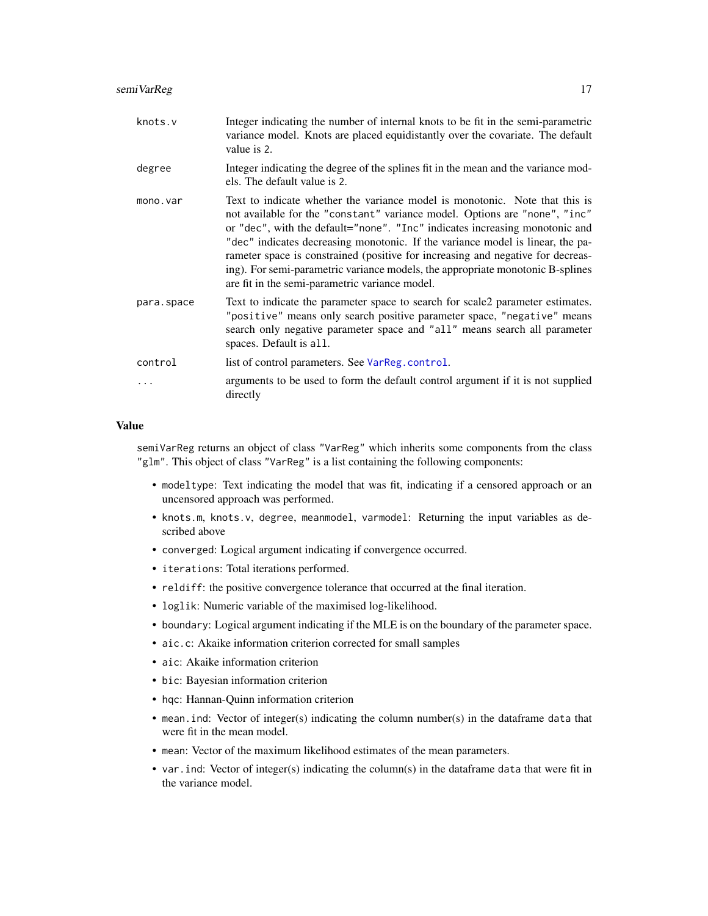| | |
|---|---|
| `knots.v` | Integer indicating the number of internal knots to be fit in the semi-parametric variance model. Knots are placed equidistantly over the covariate. The default value is 2. |
| `degree` | Integer indicating the degree of the splines fit in the mean and the variance models. The default value is 2. |
| `mono.var` | Text to indicate whether the variance model is monotonic. Note that this is not available for the `"constant"` variance model. Options are `"none"`, `"inc"` or `"dec"`, with the default=`"none"`. `"Inc"` indicates increasing monotonic and `"dec"` indicates decreasing monotonic. If the variance model is linear, the parameter space is constrained (positive for increasing and negative for decreasing). For semi-parametric variance models, the appropriate monotonic B-splines are fit in the semi-parametric variance model. |
| `para.space` | Text to indicate the parameter space to search for scale2 parameter estimates. `"positive"` means only search positive parameter space, `"negative"` means search only negative parameter space and `"all"` means search all parameter spaces. Default is `all`. |
| `control` | list of control parameters. See `VarReg.control`. |
| `...` | arguments to be used to form the default control argument if it is not supplied directly |

## Value

`semiVarReg` returns an object of class `"VarReg"` which inherits some components from the class `"glm"`. This object of class `"VarReg"` is a list containing the following components:

- `modeltype`: Text indicating the model that was fit, indicating if a censored approach or an uncensored approach was performed.
- `knots.m`, `knots.v`, `degree`, `meanmodel`, `varmodel`: Returning the input variables as described above
- `converged`: Logical argument indicating if convergence occurred.
- `iterations`: Total iterations performed.
- `reldiff`: the positive convergence tolerance that occurred at the final iteration.
- `loglik`: Numeric variable of the maximised log-likelihood.
- `boundary`: Logical argument indicating if the MLE is on the boundary of the parameter space.
- `aic.c`: Akaike information criterion corrected for small samples
- `aic`: Akaike information criterion
- `bic`: Bayesian information criterion
- `hqc`: Hannan-Quinn information criterion
- `mean.ind`: Vector of integer(s) indicating the column number(s) in the dataframe `data` that were fit in the mean model.
- `mean`: Vector of the maximum likelihood estimates of the mean parameters.
- `var.ind`: Vector of integer(s) indicating the column(s) in the dataframe `data` that were fit in the variance model.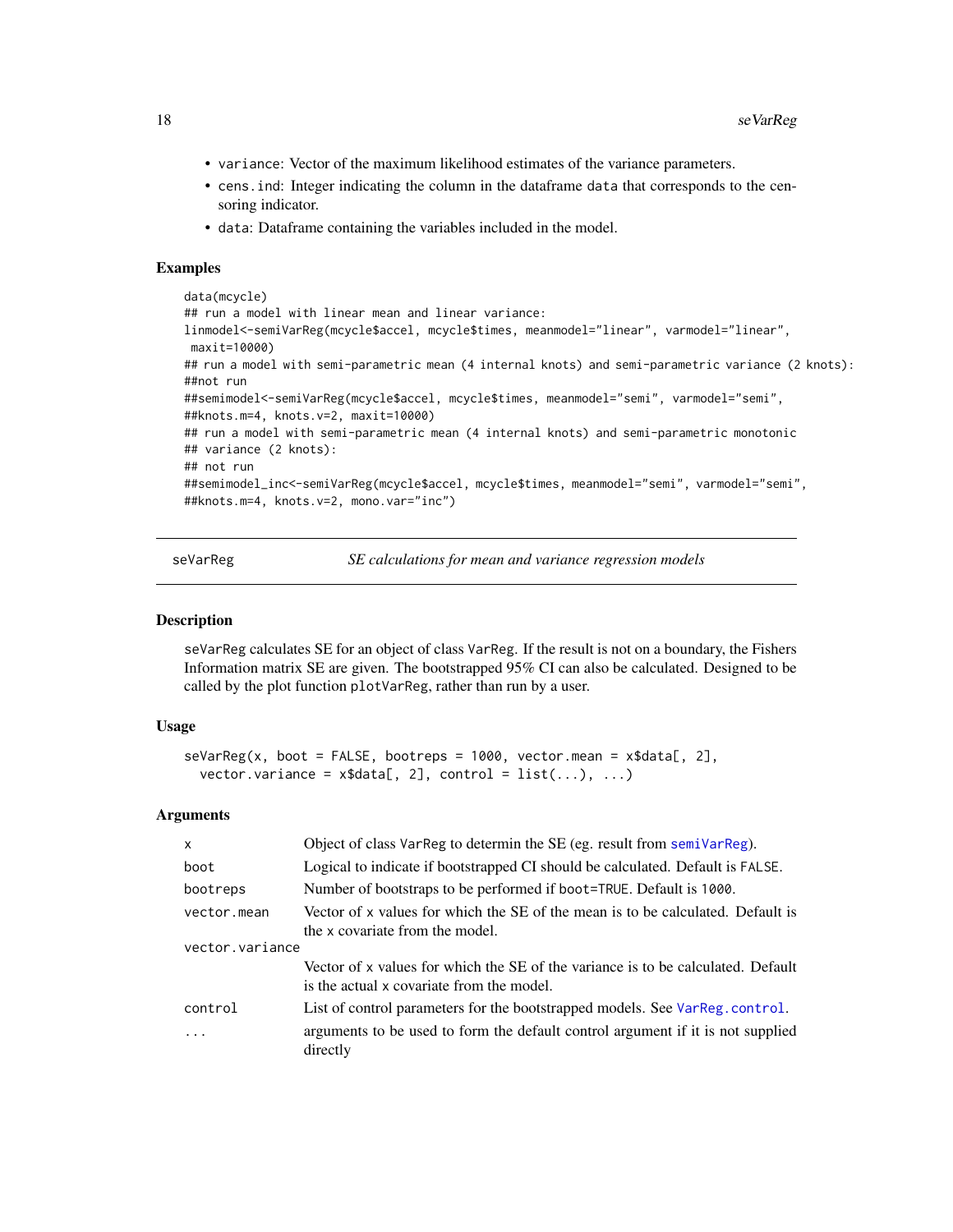- `variance`: Vector of the maximum likelihood estimates of the variance parameters.
- `cens.ind`: Integer indicating the column in the dataframe `data` that corresponds to the censoring indicator.
- `data`: Dataframe containing the variables included in the model.

### Examples

```
data(mcycle)
## run a model with linear mean and linear variance:
linmodel<-semiVarReg(mcycle$accel, mcycle$times, meanmodel="linear", varmodel="linear",
 maxit=10000)
## run a model with semi-parametric mean (4 internal knots) and semi-parametric variance (2 knots):
##not run
##semimodel<-semiVarReg(mcycle$accel, mcycle$times, meanmodel="semi", varmodel="semi",
##knots.m=4, knots.v=2, maxit=10000)
## run a model with semi-parametric mean (4 internal knots) and semi-parametric monotonic
## variance (2 knots):
## not run
##semimodel_inc<-semiVarReg(mcycle$accel, mcycle$times, meanmodel="semi", varmodel="semi",
##knots.m=4, knots.v=2, mono.var="inc")
```

---

## seVarReg — *SE calculations for mean and variance regression models*

---

### Description

`seVarReg` calculates SE for an object of class `VarReg`. If the result is not on a boundary, the Fishers Information matrix SE are given. The bootstrapped 95% CI can also be calculated. Designed to be called by the plot function `plotVarReg`, rather than run by a user.

### Usage

```
seVarReg(x, boot = FALSE, bootreps = 1000, vector.mean = x$data[, 2],
  vector.variance = x$data[, 2], control = list(...), ...)
```

### Arguments

| | |
|---|---|
| `x` | Object of class `VarReg` to determin the SE (eg. result from `semiVarReg`). |
| `boot` | Logical to indicate if bootstrapped CI should be calculated. Default is `FALSE`. |
| `bootreps` | Number of bootstraps to be performed if `boot=TRUE`. Default is `1000`. |
| `vector.mean` | Vector of x values for which the SE of the mean is to be calculated. Default is the x covariate from the model. |
| `vector.variance` | Vector of x values for which the SE of the variance is to be calculated. Default is the actual x covariate from the model. |
| `control` | List of control parameters for the bootstrapped models. See `VarReg.control`. |
| `...` | arguments to be used to form the default control argument if it is not supplied directly |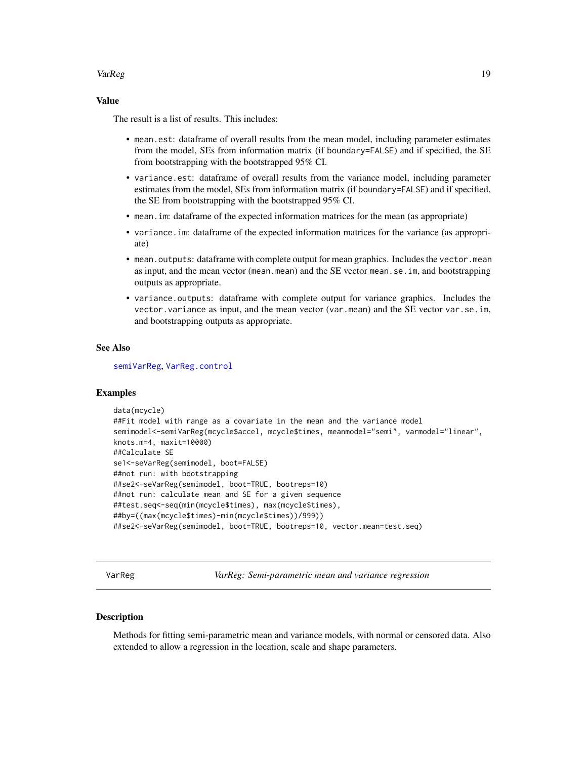### Value

The result is a list of results. This includes:

- `mean.est`: dataframe of overall results from the mean model, including parameter estimates from the model, SEs from information matrix (if `boundary=FALSE`) and if specified, the SE from bootstrapping with the bootstrapped 95% CI.
- `variance.est`: dataframe of overall results from the variance model, including parameter estimates from the model, SEs from information matrix (if `boundary=FALSE`) and if specified, the SE from bootstrapping with the bootstrapped 95% CI.
- `mean.im`: dataframe of the expected information matrices for the mean (as appropriate)
- `variance.im`: dataframe of the expected information matrices for the variance (as appropriate)
- `mean.outputs`: dataframe with complete output for mean graphics. Includes the `vector.mean` as input, and the mean vector (`mean.mean`) and the SE vector `mean.se.im`, and bootstrapping outputs as appropriate.
- `variance.outputs`: dataframe with complete output for variance graphics. Includes the `vector.variance` as input, and the mean vector (`var.mean`) and the SE vector `var.se.im`, and bootstrapping outputs as appropriate.

### See Also

`semiVarReg`, `VarReg.control`

### Examples

```
data(mcycle)
##Fit model with range as a covariate in the mean and the variance model
semimodel<-semiVarReg(mcycle$accel, mcycle$times, meanmodel="semi", varmodel="linear",
knots.m=4, maxit=10000)
##Calculate SE
se1<-seVarReg(semimodel, boot=FALSE)
##not run: with bootstrapping
##se2<-seVarReg(semimodel, boot=TRUE, bootreps=10)
##not run: calculate mean and SE for a given sequence
##test.seq<-seq(min(mcycle$times), max(mcycle$times),
##by=((max(mcycle$times)-min(mcycle$times))/999))
##se2<-seVarReg(semimodel, boot=TRUE, bootreps=10, vector.mean=test.seq)
```

---

## VarReg — *VarReg: Semi-parametric mean and variance regression*

### Description

Methods for fitting semi-parametric mean and variance models, with normal or censored data. Also extended to allow a regression in the location, scale and shape parameters.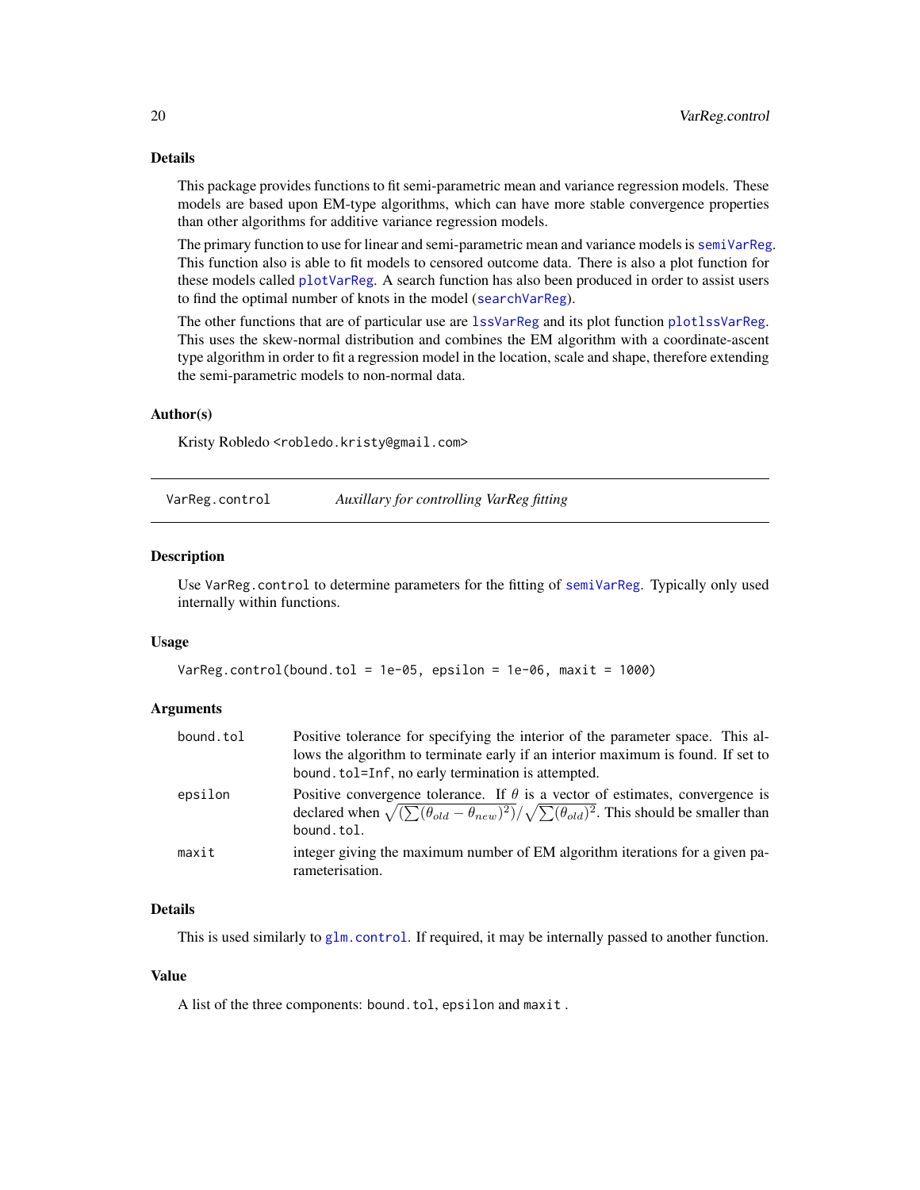## Details

This package provides functions to fit semi-parametric mean and variance regression models. These models are based upon EM-type algorithms, which can have more stable convergence properties than other algorithms for additive variance regression models.

The primary function to use for linear and semi-parametric mean and variance models is semiVarReg. This function also is able to fit models to censored outcome data. There is also a plot function for these models called plotVarReg. A search function has also been produced in order to assist users to find the optimal number of knots in the model (searchVarReg).

The other functions that are of particular use are lssVarReg and its plot function plotlssVarReg. This uses the skew-normal distribution and combines the EM algorithm with a coordinate-ascent type algorithm in order to fit a regression model in the location, scale and shape, therefore extending the semi-parametric models to non-normal data.

## Author(s)

Kristy Robledo <robledo.kristy@gmail.com>

---

# VarReg.control — *Auxillary for controlling VarReg fitting*

## Description

Use VarReg.control to determine parameters for the fitting of semiVarReg. Typically only used internally within functions.

## Usage

```
VarReg.control(bound.tol = 1e-05, epsilon = 1e-06, maxit = 1000)
```

## Arguments

| | |
|---|---|
| bound.tol | Positive tolerance for specifying the interior of the parameter space. This allows the algorithm to terminate early if an interior maximum is found. If set to bound.tol=Inf, no early termination is attempted. |
| epsilon | Positive convergence tolerance. If $\theta$ is a vector of estimates, convergence is declared when $\sqrt{(\sum(\theta_{old} - \theta_{new})^2)}/\sqrt{\sum(\theta_{old})^2}$. This should be smaller than bound.tol. |
| maxit | integer giving the maximum number of EM algorithm iterations for a given parameterisation. |

## Details

This is used similarly to glm.control. If required, it may be internally passed to another function.

## Value

A list of the three components: bound.tol, epsilon and maxit .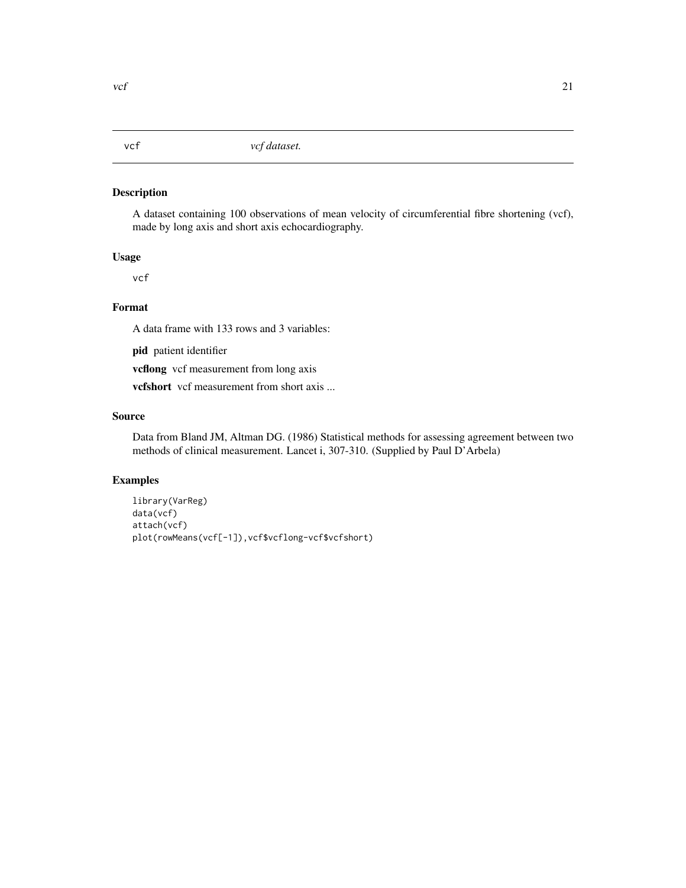# vcf *vcf dataset.*

## Description

A dataset containing 100 observations of mean velocity of circumferential fibre shortening (vcf), made by long axis and short axis echocardiography.

## Usage

```
vcf
```

## Format

A data frame with 133 rows and 3 variables:

**pid** patient identifier

**vcflong** vcf measurement from long axis

**vcfshort** vcf measurement from short axis ...

## Source

Data from Bland JM, Altman DG. (1986) Statistical methods for assessing agreement between two methods of clinical measurement. Lancet i, 307-310. (Supplied by Paul D'Arbela)

## Examples

```
library(VarReg)
data(vcf)
attach(vcf)
plot(rowMeans(vcf[-1]),vcf$vcflong-vcf$vcfshort)
```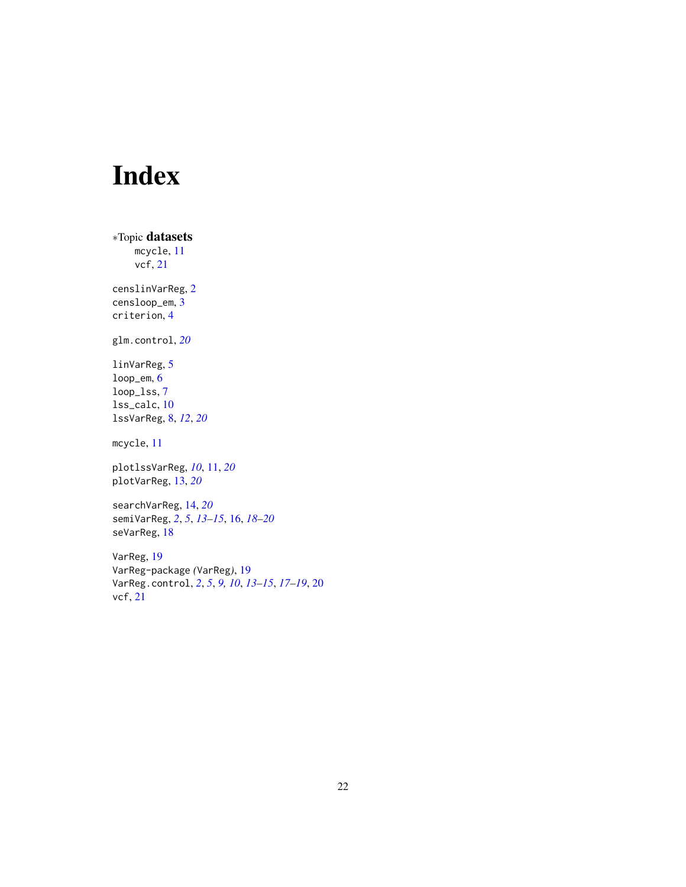# Index

∗Topic **datasets**

- mcycle, 11
- vcf, 21

censlinVarReg, 2
censloop_em, 3
criterion, 4

glm.control, *20*

linVarReg, 5
loop_em, 6
loop_lss, 7
lss_calc, 10
lssVarReg, 8, *12*, *20*

mcycle, 11

plotlssVarReg, *10*, 11, *20*
plotVarReg, 13, *20*

searchVarReg, 14, *20*
semiVarReg, *2*, *5*, *13–15*, 16, *18–20*
seVarReg, 18

VarReg, 19
VarReg-package *(*VarReg*)*, 19
VarReg.control, *2*, *5*, *9*, *10*, *13–15*, *17–19*, 20
vcf, 21